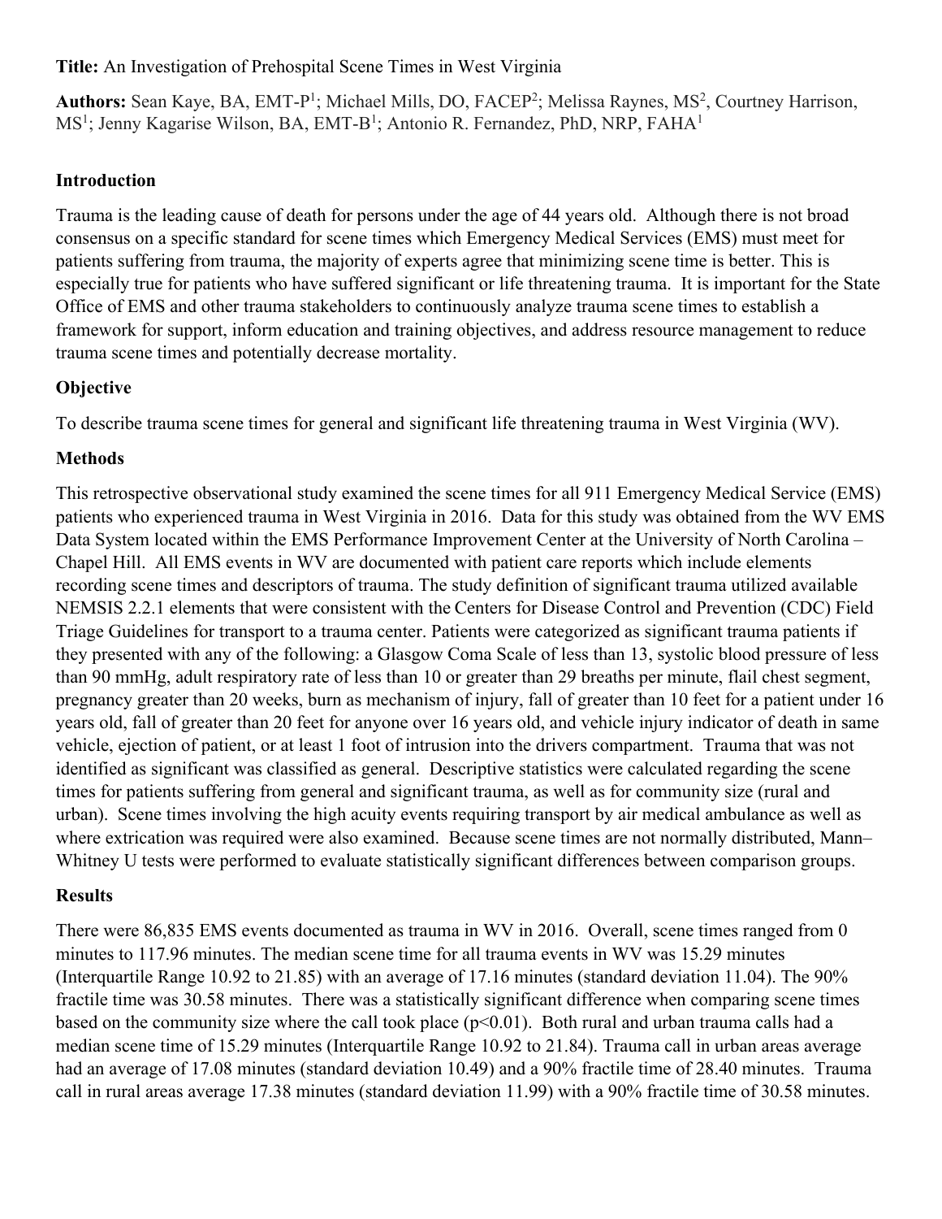**Title:** An Investigation of Prehospital Scene Times in West Virginia

**Authors:** Sean Kaye, BA, EMT-P[1]; Michael Mills, DO, FACEP[2]; Melissa Raynes, MS[2], Courtney Harrison, MS[1]; Jenny Kagarise Wilson, BA, EMT-B[1]; Antonio R. Fernandez, PhD, NRP, FAHA[1]

## Introduction

Trauma is the leading cause of death for persons under the age of 44 years old. Although there is not broad consensus on a specific standard for scene times which Emergency Medical Services (EMS) must meet for patients suffering from trauma, the majority of experts agree that minimizing scene time is better. This is especially true for patients who have suffered significant or life threatening trauma. It is important for the State Office of EMS and other trauma stakeholders to continuously analyze trauma scene times to establish a framework for support, inform education and training objectives, and address resource management to reduce trauma scene times and potentially decrease mortality.

## Objective

To describe trauma scene times for general and significant life threatening trauma in West Virginia (WV).

## Methods

This retrospective observational study examined the scene times for all 911 Emergency Medical Service (EMS) patients who experienced trauma in West Virginia in 2016. Data for this study was obtained from the WV EMS Data System located within the EMS Performance Improvement Center at the University of North Carolina – Chapel Hill. All EMS events in WV are documented with patient care reports which include elements recording scene times and descriptors of trauma. The study definition of significant trauma utilized available NEMSIS 2.2.1 elements that were consistent with the Centers for Disease Control and Prevention (CDC) Field Triage Guidelines for transport to a trauma center. Patients were categorized as significant trauma patients if they presented with any of the following: a Glasgow Coma Scale of less than 13, systolic blood pressure of less than 90 mmHg, adult respiratory rate of less than 10 or greater than 29 breaths per minute, flail chest segment, pregnancy greater than 20 weeks, burn as mechanism of injury, fall of greater than 10 feet for a patient under 16 years old, fall of greater than 20 feet for anyone over 16 years old, and vehicle injury indicator of death in same vehicle, ejection of patient, or at least 1 foot of intrusion into the drivers compartment. Trauma that was not identified as significant was classified as general. Descriptive statistics were calculated regarding the scene times for patients suffering from general and significant trauma, as well as for community size (rural and urban). Scene times involving the high acuity events requiring transport by air medical ambulance as well as where extrication was required were also examined. Because scene times are not normally distributed, Mann–Whitney U tests were performed to evaluate statistically significant differences between comparison groups.

## Results

There were 86,835 EMS events documented as trauma in WV in 2016. Overall, scene times ranged from 0 minutes to 117.96 minutes. The median scene time for all trauma events in WV was 15.29 minutes (Interquartile Range 10.92 to 21.85) with an average of 17.16 minutes (standard deviation 11.04). The 90% fractile time was 30.58 minutes. There was a statistically significant difference when comparing scene times based on the community size where the call took place ($p<0.01$). Both rural and urban trauma calls had a median scene time of 15.29 minutes (Interquartile Range 10.92 to 21.84). Trauma call in urban areas average had an average of 17.08 minutes (standard deviation 10.49) and a 90% fractile time of 28.40 minutes. Trauma call in rural areas average 17.38 minutes (standard deviation 11.99) with a 90% fractile time of 30.58 minutes.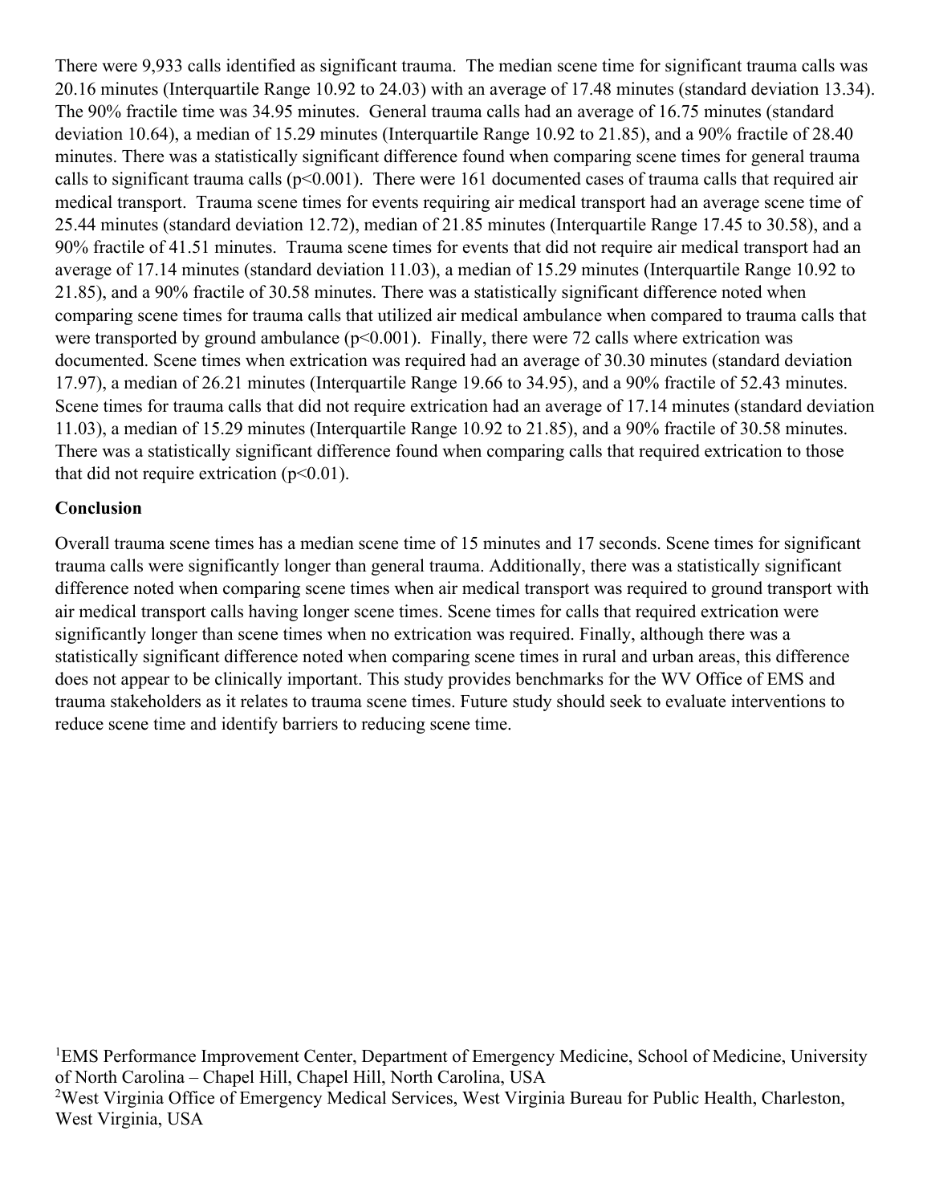There were 9,933 calls identified as significant trauma. The median scene time for significant trauma calls was 20.16 minutes (Interquartile Range 10.92 to 24.03) with an average of 17.48 minutes (standard deviation 13.34). The 90% fractile time was 34.95 minutes. General trauma calls had an average of 16.75 minutes (standard deviation 10.64), a median of 15.29 minutes (Interquartile Range 10.92 to 21.85), and a 90% fractile of 28.40 minutes. There was a statistically significant difference found when comparing scene times for general trauma calls to significant trauma calls ($p<0.001$). There were 161 documented cases of trauma calls that required air medical transport. Trauma scene times for events requiring air medical transport had an average scene time of 25.44 minutes (standard deviation 12.72), median of 21.85 minutes (Interquartile Range 17.45 to 30.58), and a 90% fractile of 41.51 minutes. Trauma scene times for events that did not require air medical transport had an average of 17.14 minutes (standard deviation 11.03), a median of 15.29 minutes (Interquartile Range 10.92 to 21.85), and a 90% fractile of 30.58 minutes. There was a statistically significant difference noted when comparing scene times for trauma calls that utilized air medical ambulance when compared to trauma calls that were transported by ground ambulance ($p<0.001$). Finally, there were 72 calls where extrication was documented. Scene times when extrication was required had an average of 30.30 minutes (standard deviation 17.97), a median of 26.21 minutes (Interquartile Range 19.66 to 34.95), and a 90% fractile of 52.43 minutes. Scene times for trauma calls that did not require extrication had an average of 17.14 minutes (standard deviation 11.03), a median of 15.29 minutes (Interquartile Range 10.92 to 21.85), and a 90% fractile of 30.58 minutes. There was a statistically significant difference found when comparing calls that required extrication to those that did not require extrication ($p<0.01$).

## Conclusion

Overall trauma scene times has a median scene time of 15 minutes and 17 seconds. Scene times for significant trauma calls were significantly longer than general trauma. Additionally, there was a statistically significant difference noted when comparing scene times when air medical transport was required to ground transport with air medical transport calls having longer scene times. Scene times for calls that required extrication were significantly longer than scene times when no extrication was required. Finally, although there was a statistically significant difference noted when comparing scene times in rural and urban areas, this difference does not appear to be clinically important. This study provides benchmarks for the WV Office of EMS and trauma stakeholders as it relates to trauma scene times. Future study should seek to evaluate interventions to reduce scene time and identify barriers to reducing scene time.

[1]EMS Performance Improvement Center, Department of Emergency Medicine, School of Medicine, University of North Carolina – Chapel Hill, Chapel Hill, North Carolina, USA

[2]West Virginia Office of Emergency Medical Services, West Virginia Bureau for Public Health, Charleston, West Virginia, USA